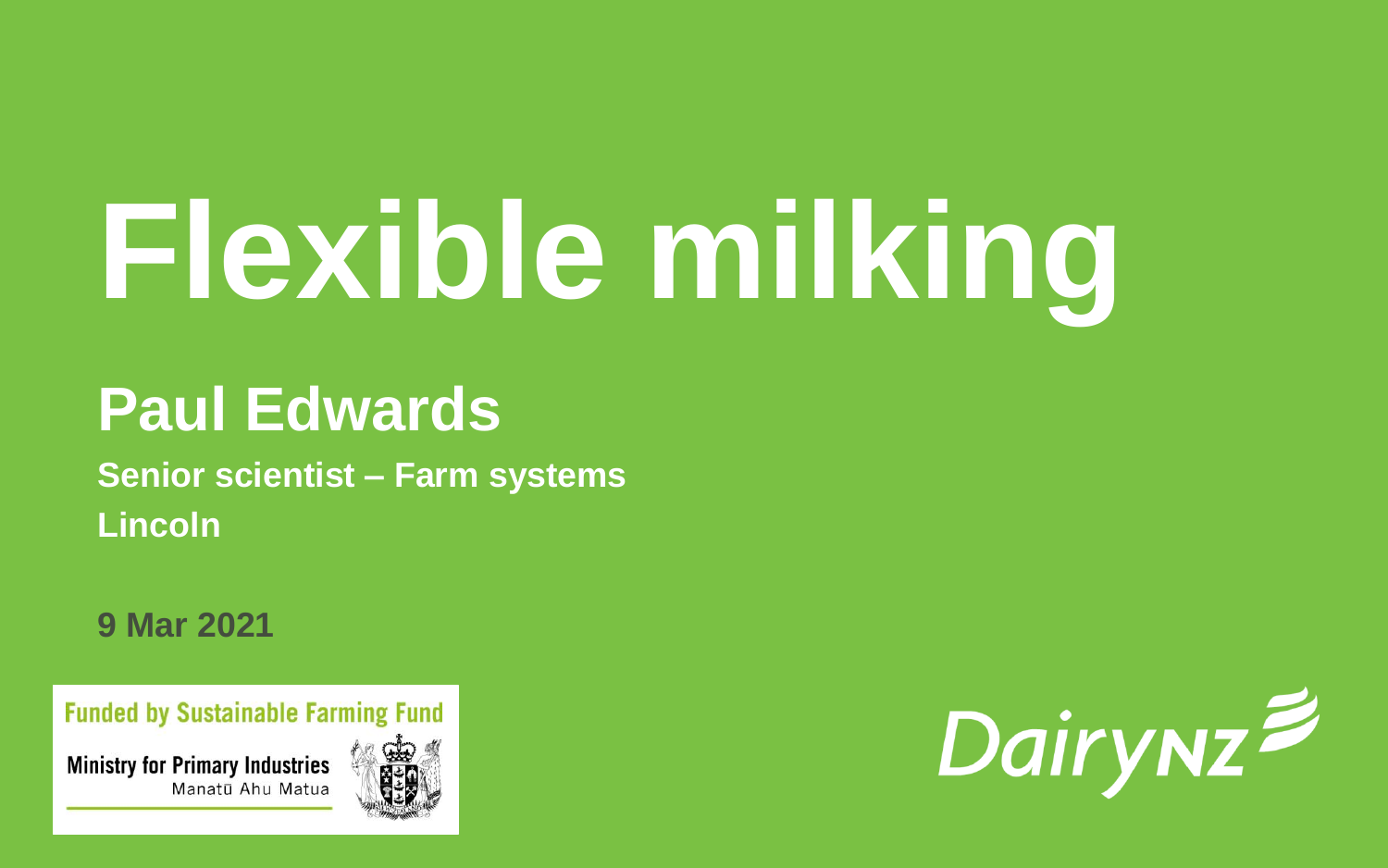# Flexible milking

## Paul Edwards

**Senior scientist – Farm systems**

**Lincoln**

**9 Mar 2021**

Funded by Sustainable Farming Fund

Ministry for Primary Industries
Manatū Ahu Matua

DairyNZ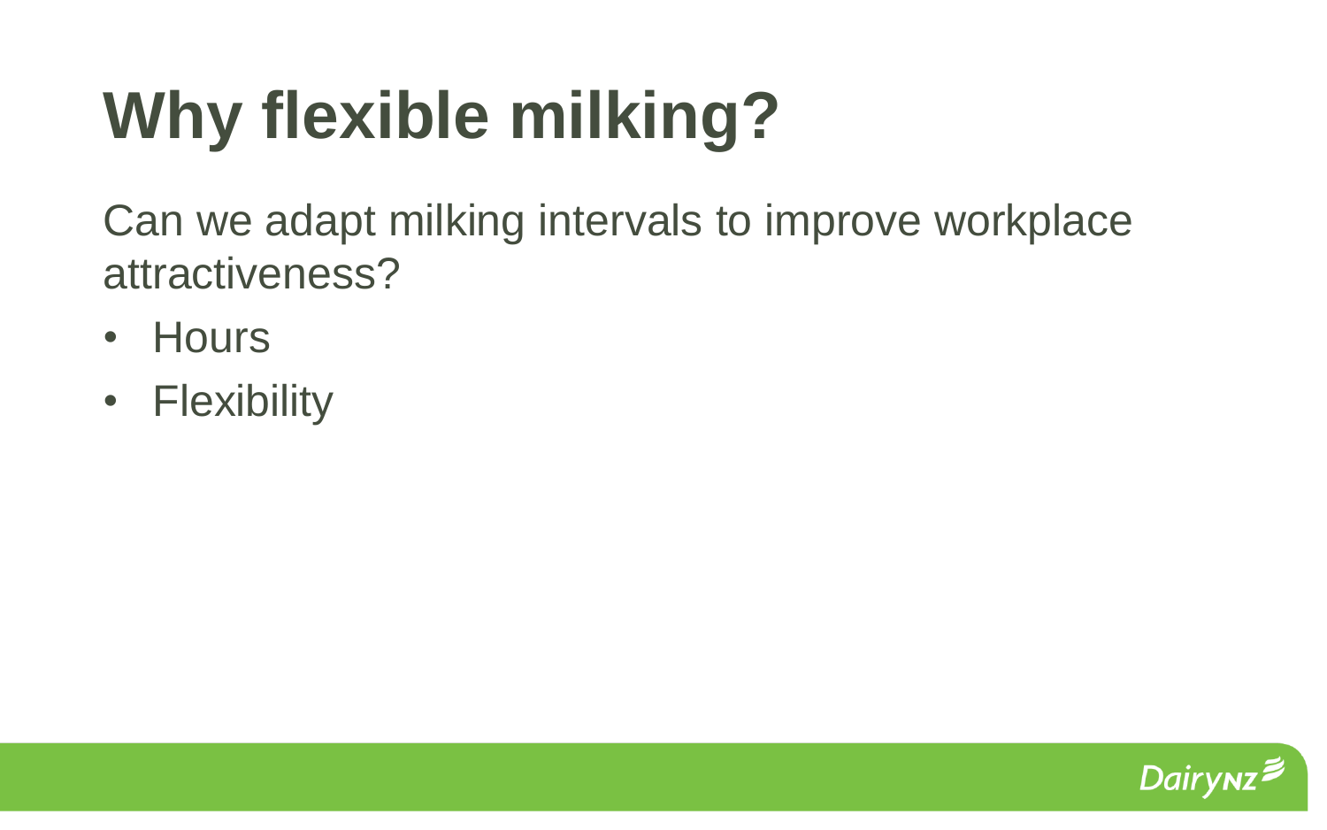# Why flexible milking?

Can we adapt milking intervals to improve workplace attractiveness?

- Hours
- Flexibility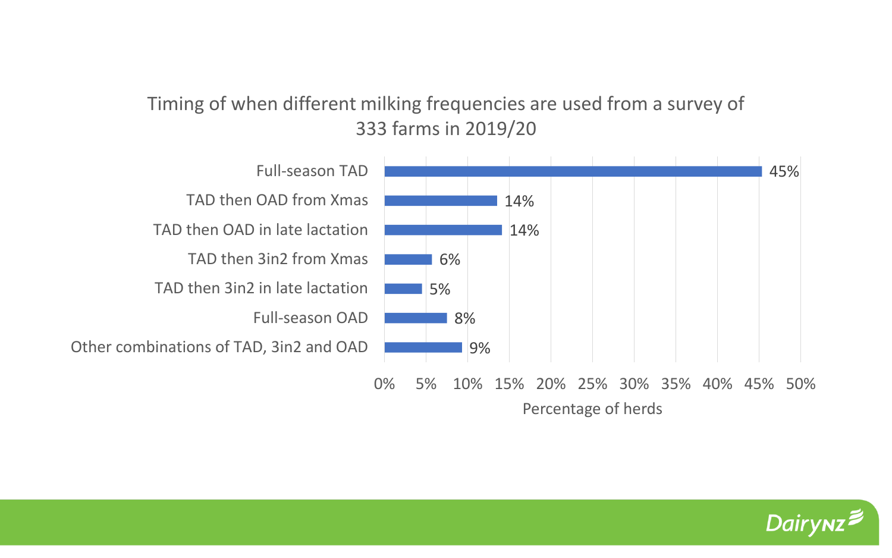Timing of when different milking frequencies are used from a survey of 333 farms in 2019/20

| Milking frequency | Percentage of herds |
| --- | --- |
| Full-season TAD | 45% |
| TAD then OAD from Xmas | 14% |
| TAD then OAD in late lactation | 14% |
| TAD then 3in2 from Xmas | 6% |
| TAD then 3in2 in late lactation | 5% |
| Full-season OAD | 8% |
| Other combinations of TAD, 3in2 and OAD | 9% |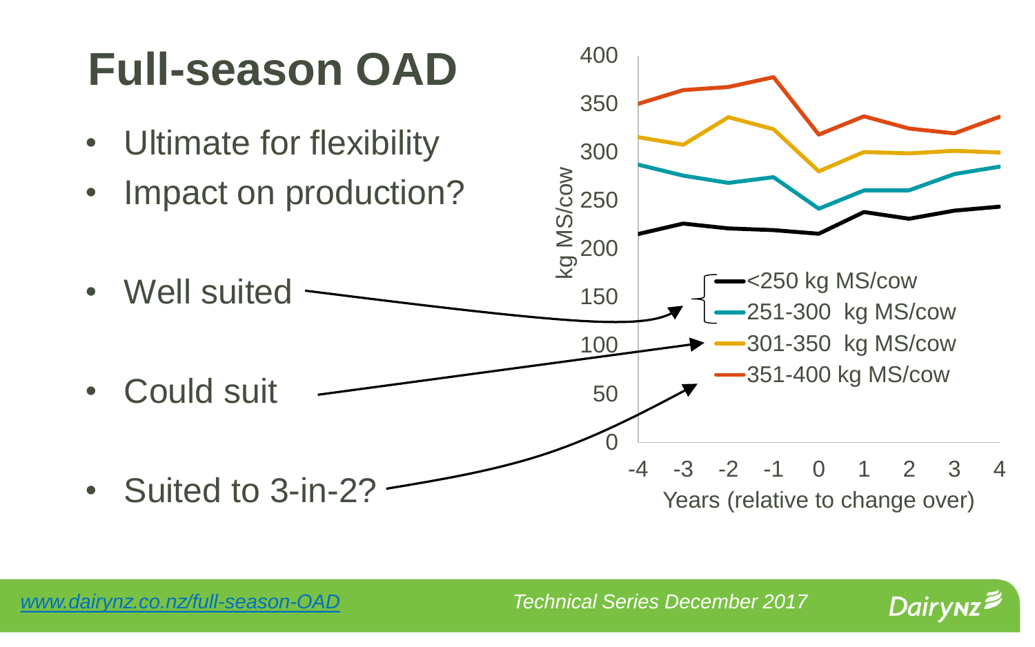# Full-season OAD

- Ultimate for flexibility
- Impact on production?

- Well suited
- Could suit
- Suited to 3-in-2?

kg MS/cow

Years (relative to change over)

- <250 kg MS/cow
- 251-300 kg MS/cow
- 301-350 kg MS/cow
- 351-400 kg MS/cow

*[www.dairynz.co.nz/full-season-OAD](http://www.dairynz.co.nz/full-season-OAD)*

*Technical Series December 2017*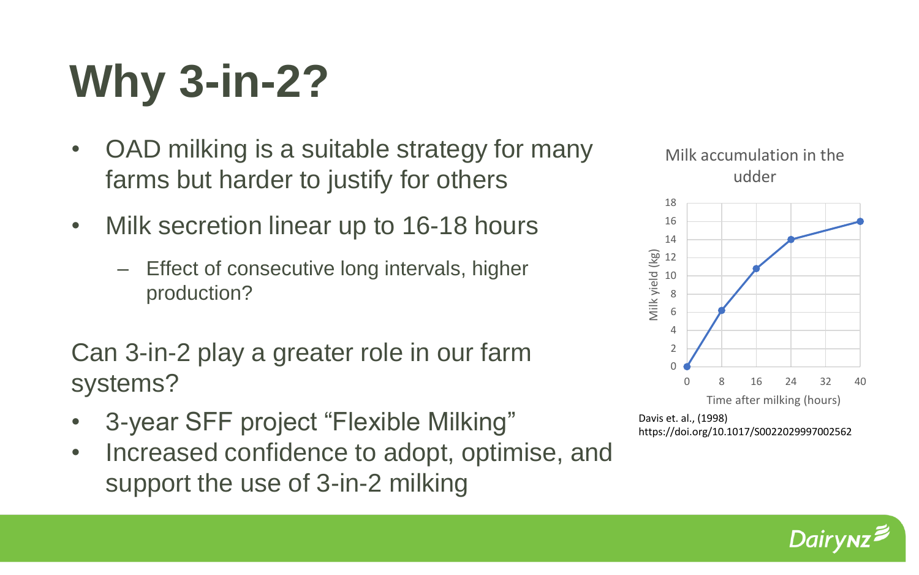# Why 3-in-2?

- OAD milking is a suitable strategy for many farms but harder to justify for others
- Milk secretion linear up to 16-18 hours
  - Effect of consecutive long intervals, higher production?

Can 3-in-2 play a greater role in our farm systems?

- 3-year SFF project "Flexible Milking"
- Increased confidence to adopt, optimise, and support the use of 3-in-2 milking

Milk accumulation in the udder

| Time after milking (hours) | Milk yield (kg) |
|---|---|
| 0 | 0 |
| 8 | 6.2 |
| 16 | 10.8 |
| 24 | 14 |
| 40 | 16 |

Davis et. al., (1998)
https://doi.org/10.1017/S0022029997002562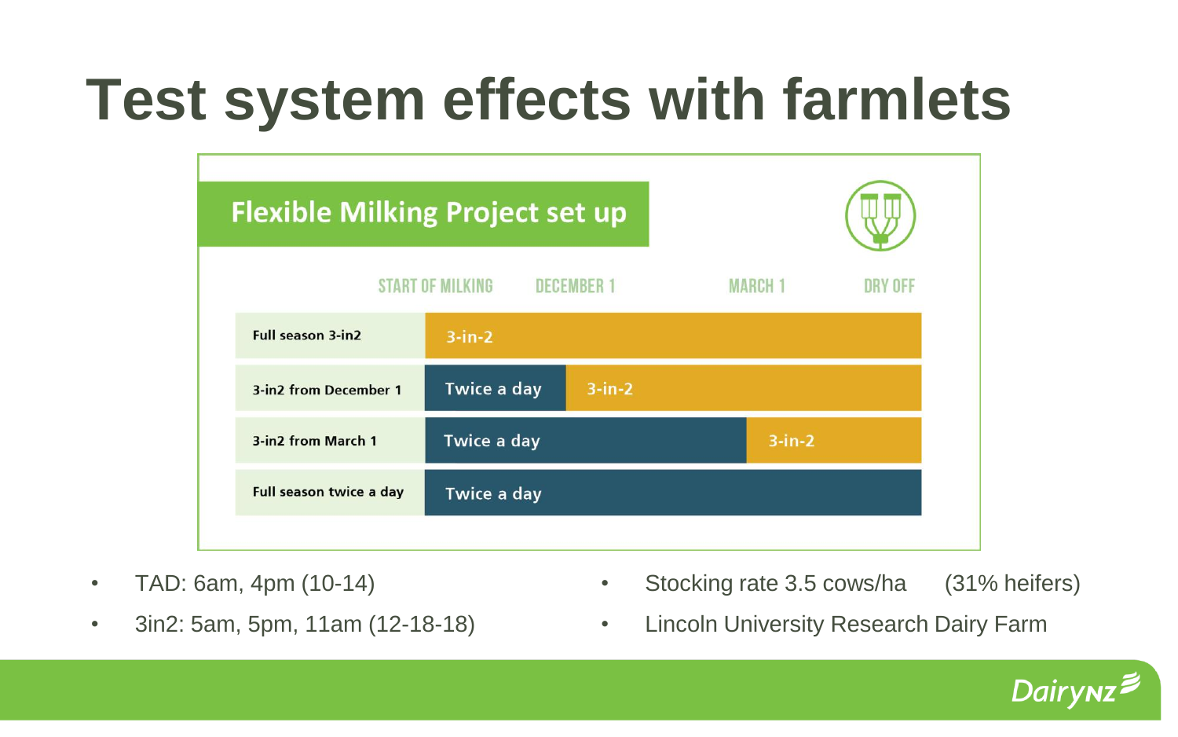# Test system effects with farmlets

## Flexible Milking Project set up

| | Start of milking → December 1 | December 1 → March 1 | March 1 → Dry off |
|---|---|---|---|
| Full season 3-in2 | 3-in-2 | 3-in-2 | 3-in-2 |
| 3-in2 from December 1 | Twice a day | 3-in-2 | 3-in-2 |
| 3-in2 from March 1 | Twice a day | Twice a day | 3-in-2 |
| Full season twice a day | Twice a day | Twice a day | Twice a day |

- TAD: 6am, 4pm (10-14)
- 3in2: 5am, 5pm, 11am (12-18-18)
- Stocking rate 3.5 cows/ha (31% heifers)
- Lincoln University Research Dairy Farm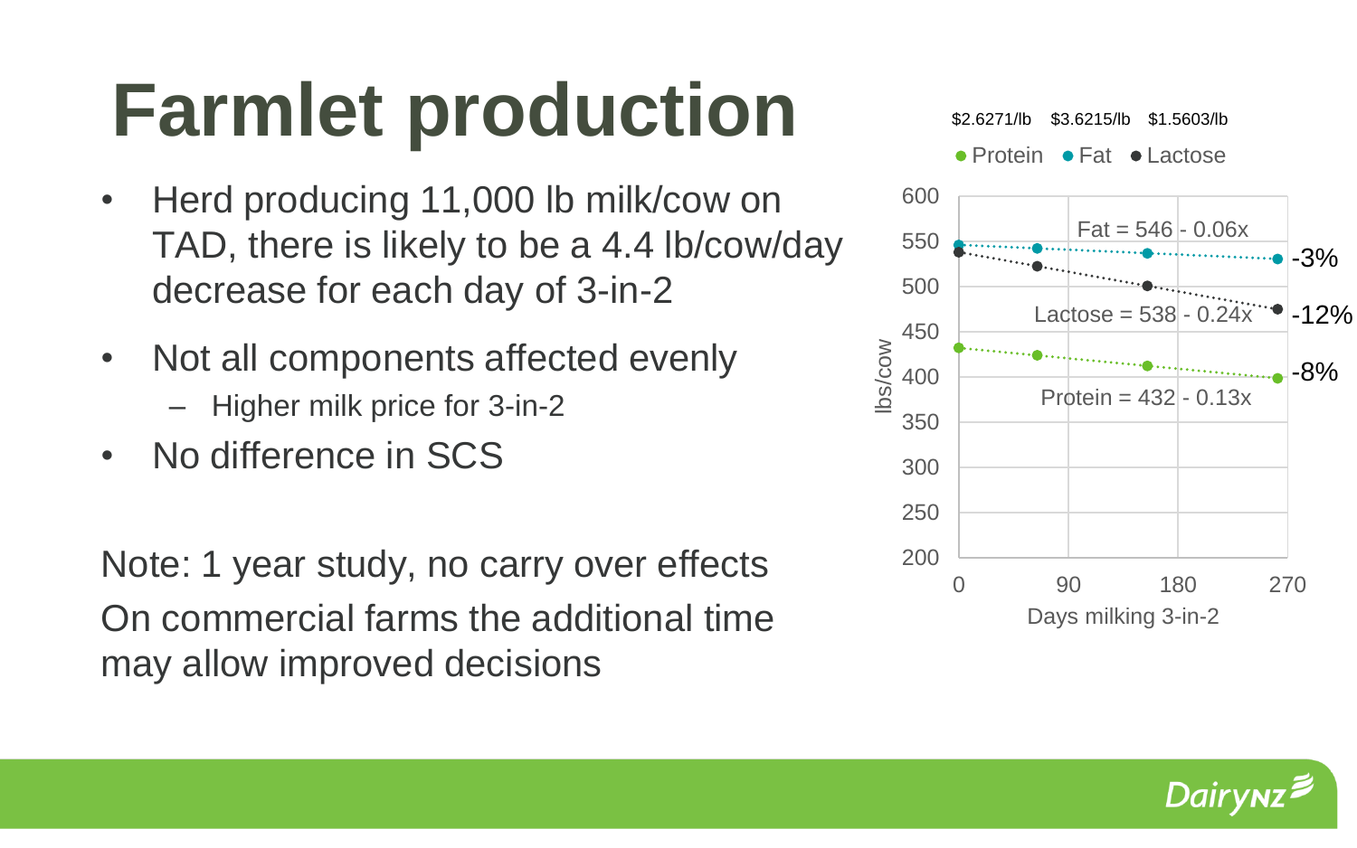# Farmlet production

- Herd producing 11,000 lb milk/cow on TAD, there is likely to be a 4.4 lb/cow/day decrease for each day of 3-in-2
- Not all components affected evenly
  - Higher milk price for 3-in-2
- No difference in SCS

Note: 1 year study, no carry over effects

On commercial farms the additional time may allow improved decisions

$2.6271/lb $3.6215/lb $1.5603/lb

● Protein ● Fat ● Lactose

Fat = 546 - 0.06x (-3%)

Lactose = 538 - 0.24x (-12%)

Protein = 432 - 0.13x (-8%)

lbs/cow

Days milking 3-in-2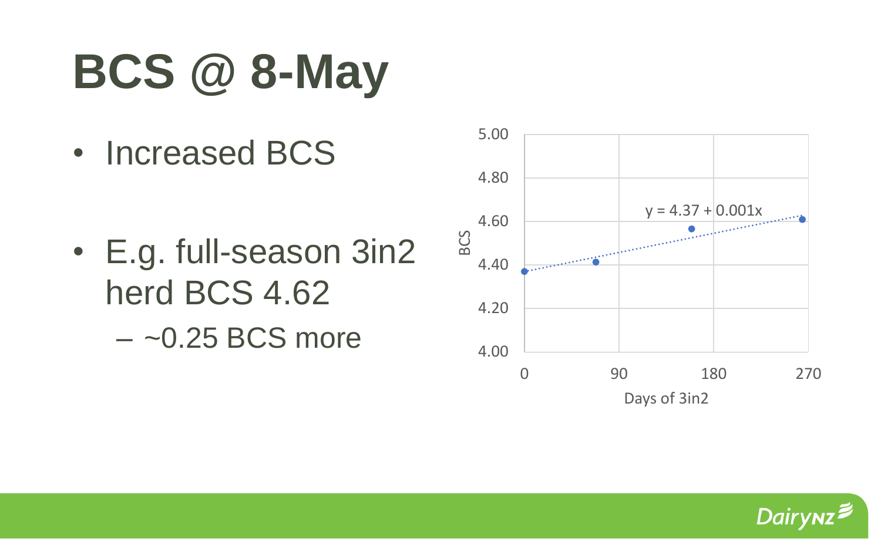# BCS @ 8-May

- Increased BCS
- E.g. full-season 3in2 herd BCS 4.62
  - ~0.25 BCS more

$y = 4.37 + 0.001x$

BCS

Days of 3in2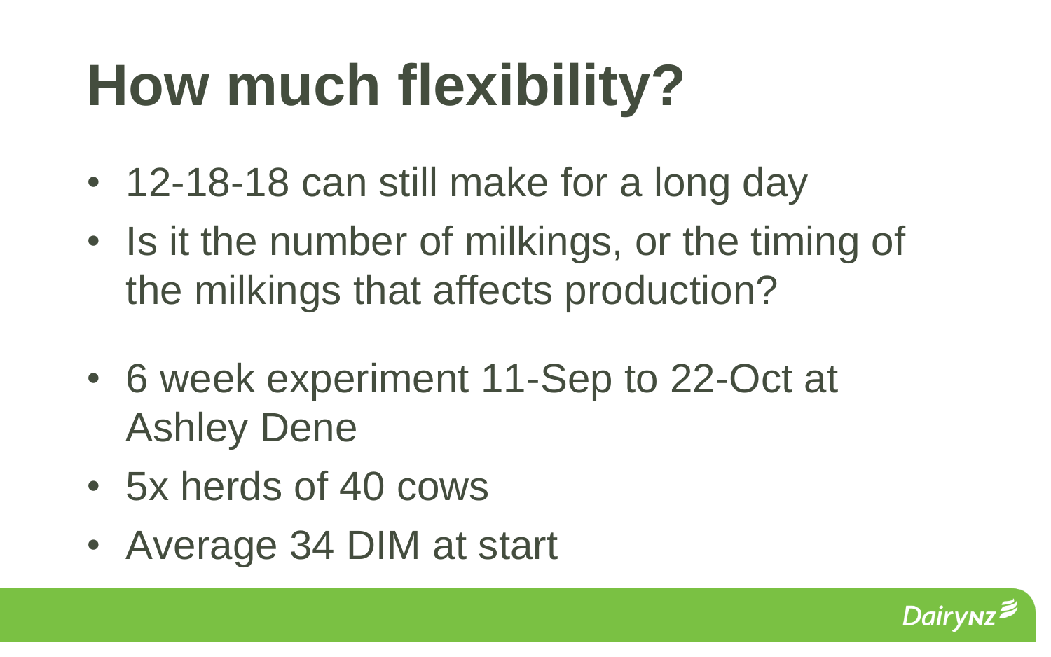# How much flexibility?

- 12-18-18 can still make for a long day
- Is it the number of milkings, or the timing of the milkings that affects production?

- 6 week experiment 11-Sep to 22-Oct at Ashley Dene
- 5x herds of 40 cows
- Average 34 DIM at start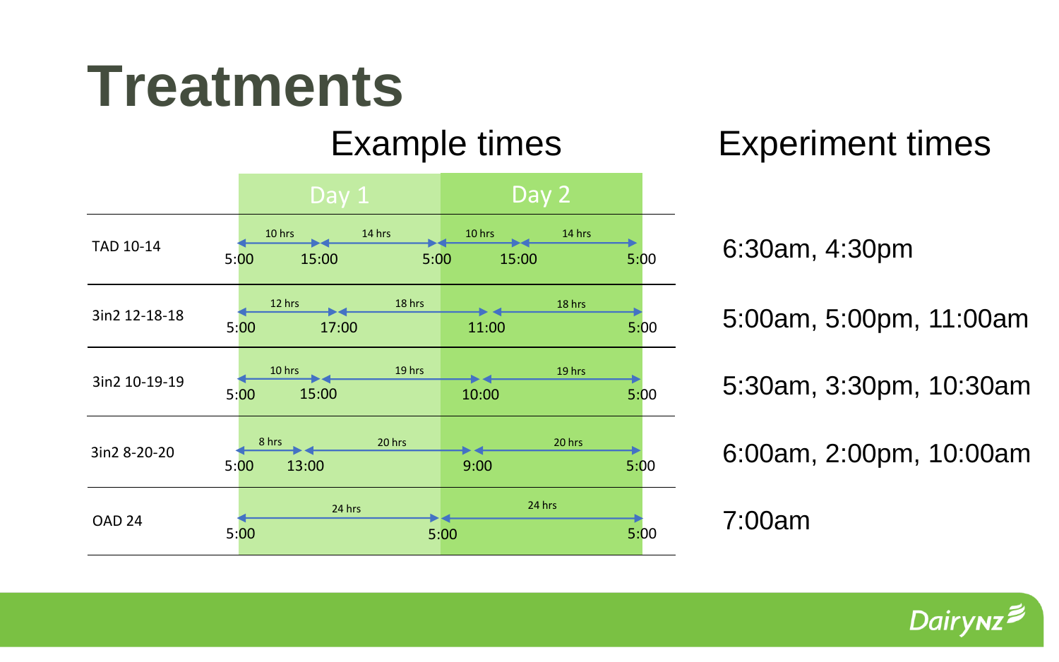# Treatments

| Treatment | Example times (Day 1 – Day 2) | Experiment times |
| --- | --- | --- |
| TAD 10-14 | 5:00 → (10 hrs) → 15:00 → (14 hrs) → 5:00 → (10 hrs) → 15:00 → (14 hrs) → 5:00 | 6:30am, 4:30pm |
| 3in2 12-18-18 | 5:00 → (12 hrs) → 17:00 → (18 hrs) → 11:00 → (18 hrs) → 5:00 | 5:00am, 5:00pm, 11:00am |
| 3in2 10-19-19 | 5:00 → (10 hrs) → 15:00 → (19 hrs) → 10:00 → (19 hrs) → 5:00 | 5:30am, 3:30pm, 10:30am |
| 3in2 8-20-20 | 5:00 → (8 hrs) → 13:00 → (20 hrs) → 9:00 → (20 hrs) → 5:00 | 6:00am, 2:00pm, 10:00am |
| OAD 24 | 5:00 → (24 hrs) → 5:00 → (24 hrs) → 5:00 | 7:00am |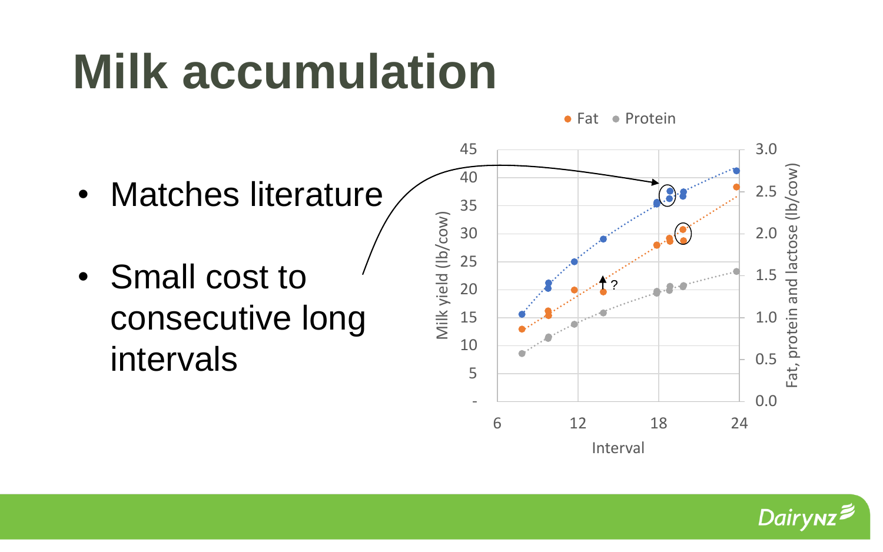# Milk accumulation

- Matches literature
- Small cost to consecutive long intervals

Fat  Protein

Milk yield (lb/cow)

Fat, protein and lactose (lb/cow)

Interval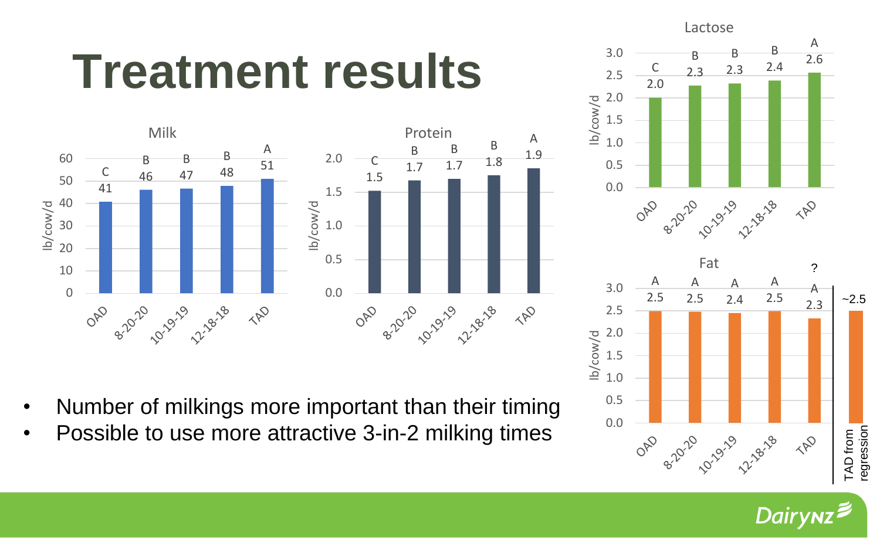# Treatment results

**Milk** (lb/cow/d)

| Treatment | OAD | 8-20-20 | 10-19-19 | 12-18-18 | TAD |
|---|---|---|---|---|---|
| Value | 41 | 46 | 47 | 48 | 51 |
| Group | C | B | B | B | A |

**Protein** (lb/cow/d)

| Treatment | OAD | 8-20-20 | 10-19-19 | 12-18-18 | TAD |
|---|---|---|---|---|---|
| Value | 1.5 | 1.7 | 1.7 | 1.8 | 1.9 |
| Group | C | B | B | B | A |

**Lactose** (lb/cow/d)

| Treatment | OAD | 8-20-20 | 10-19-19 | 12-18-18 | TAD |
|---|---|---|---|---|---|
| Value | 2.0 | 2.3 | 2.3 | 2.4 | 2.6 |
| Group | C | B | B | B | A |

**Fat** (lb/cow/d)

| Treatment | OAD | 8-20-20 | 10-19-19 | 12-18-18 | TAD | TAD from regression |
|---|---|---|---|---|---|---|
| Value | 2.5 | 2.5 | 2.4 | 2.5 | 2.3 | ~2.5 |
| Group | A | A | A | A | A ? | |

- Number of milkings more important than their timing
- Possible to use more attractive 3-in-2 milking times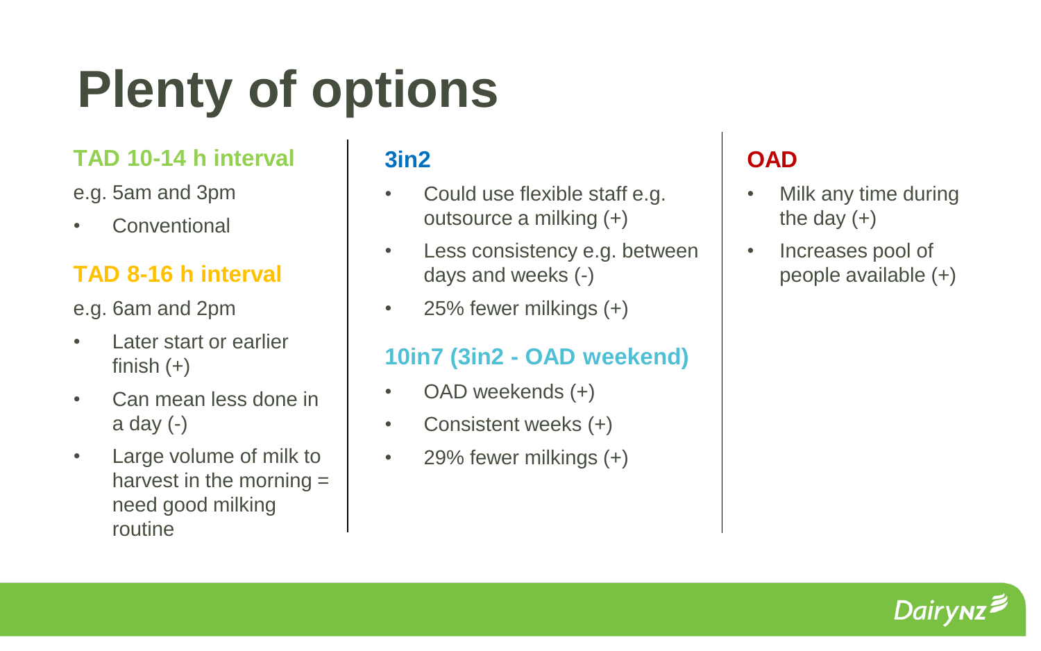# Plenty of options

### TAD 10-14 h interval

e.g. 5am and 3pm

- Conventional

### TAD 8-16 h interval

e.g. 6am and 2pm

- Later start or earlier finish (+)
- Can mean less done in a day (-)
- Large volume of milk to harvest in the morning = need good milking routine

### 3in2

- Could use flexible staff e.g. outsource a milking (+)
- Less consistency e.g. between days and weeks (-)
- 25% fewer milkings (+)

### 10in7 (3in2 - OAD weekend)

- OAD weekends (+)
- Consistent weeks (+)
- 29% fewer milkings (+)

### OAD

- Milk any time during the day (+)
- Increases pool of people available (+)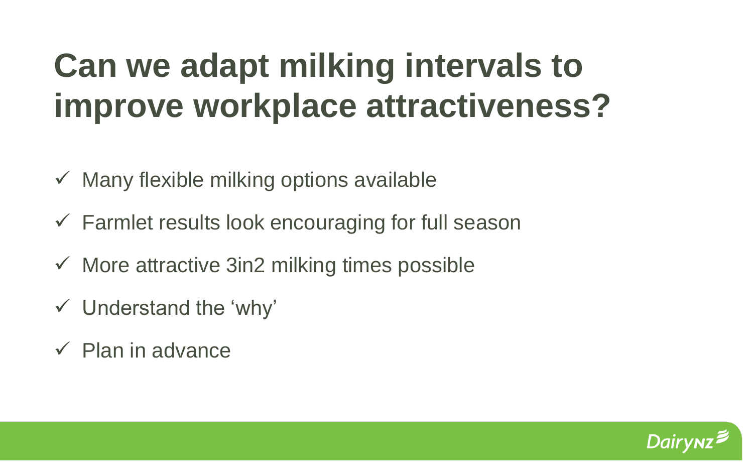# Can we adapt milking intervals to improve workplace attractiveness?

- ✓ Many flexible milking options available
- ✓ Farmlet results look encouraging for full season
- ✓ More attractive 3in2 milking times possible
- ✓ Understand the 'why'
- ✓ Plan in advance